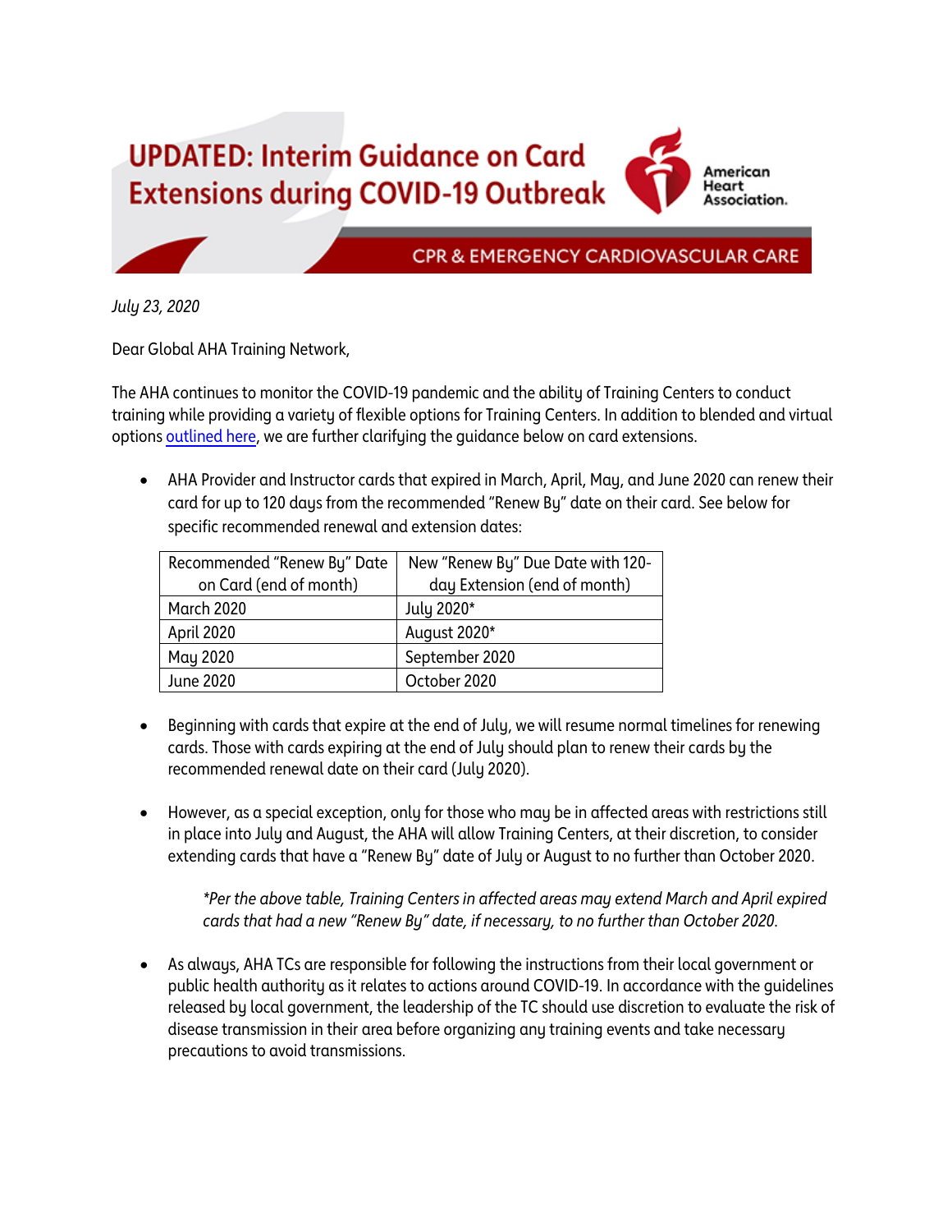# UPDATED: Interim Guidance on Card Extensions during COVID-19 Outbreak

American Heart Association.

CPR & EMERGENCY CARDIOVASCULAR CARE

*July 23, 2020*

Dear Global AHA Training Network,

The AHA continues to monitor the COVID-19 pandemic and the ability of Training Centers to conduct training while providing a variety of flexible options for Training Centers. In addition to blended and virtual options outlined here, we are further clarifying the guidance below on card extensions.

- AHA Provider and Instructor cards that expired in March, April, May, and June 2020 can renew their card for up to 120 days from the recommended "Renew By" date on their card. See below for specific recommended renewal and extension dates:

| Recommended "Renew By" Date on Card (end of month) | New "Renew By" Due Date with 120-day Extension (end of month) |
|---|---|
| March 2020 | July 2020* |
| April 2020 | August 2020* |
| May 2020 | September 2020 |
| June 2020 | October 2020 |

- Beginning with cards that expire at the end of July, we will resume normal timelines for renewing cards. Those with cards expiring at the end of July should plan to renew their cards by the recommended renewal date on their card (July 2020).

- However, as a special exception, only for those who may be in affected areas with restrictions still in place into July and August, the AHA will allow Training Centers, at their discretion, to consider extending cards that have a "Renew By" date of July or August to no further than October 2020.

  *\*Per the above table, Training Centers in affected areas may extend March and April expired cards that had a new "Renew By" date, if necessary, to no further than October 2020.*

- As always, AHA TCs are responsible for following the instructions from their local government or public health authority as it relates to actions around COVID-19. In accordance with the guidelines released by local government, the leadership of the TC should use discretion to evaluate the risk of disease transmission in their area before organizing any training events and take necessary precautions to avoid transmissions.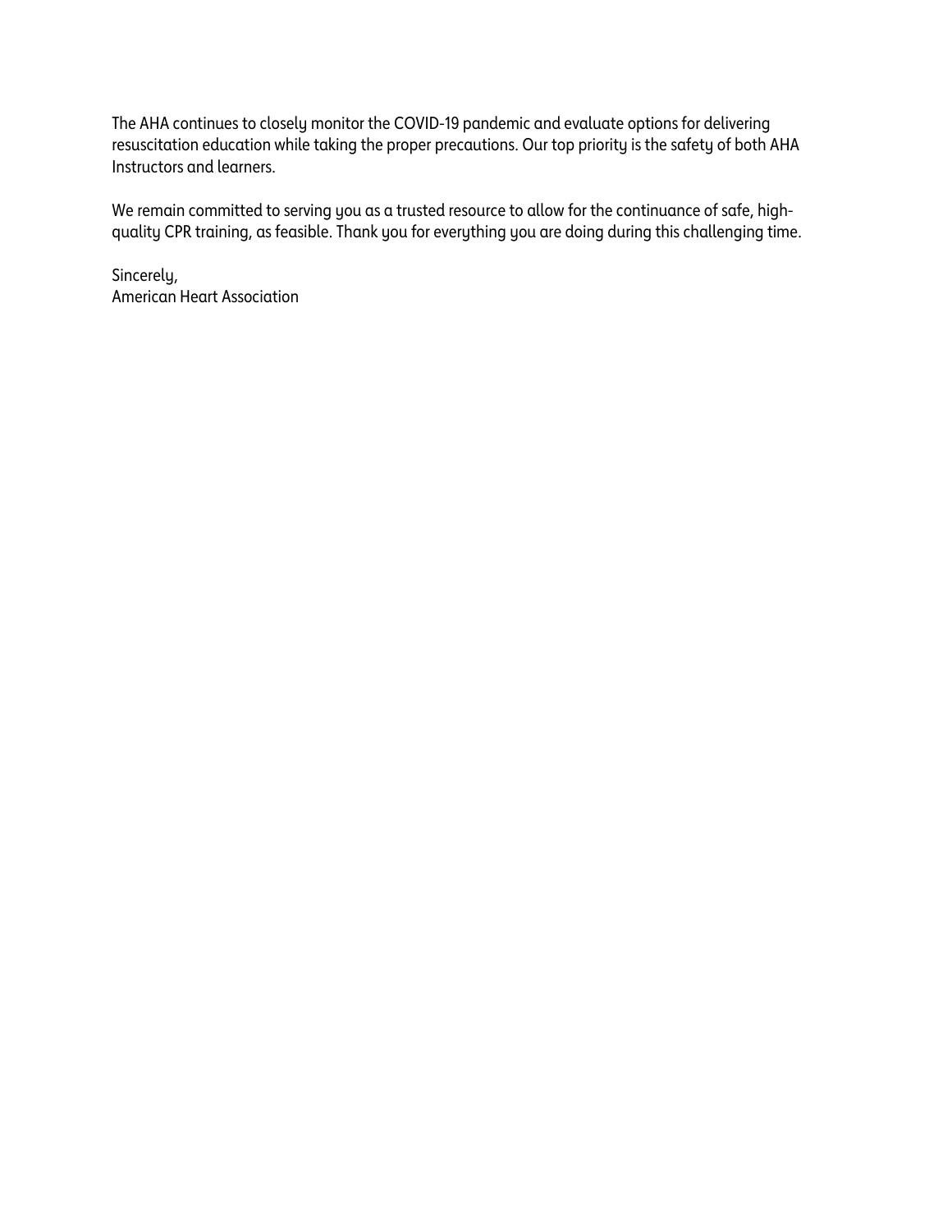The AHA continues to closely monitor the COVID-19 pandemic and evaluate options for delivering resuscitation education while taking the proper precautions. Our top priority is the safety of both AHA Instructors and learners.

We remain committed to serving you as a trusted resource to allow for the continuance of safe, high-quality CPR training, as feasible. Thank you for everything you are doing during this challenging time.

Sincerely,
American Heart Association